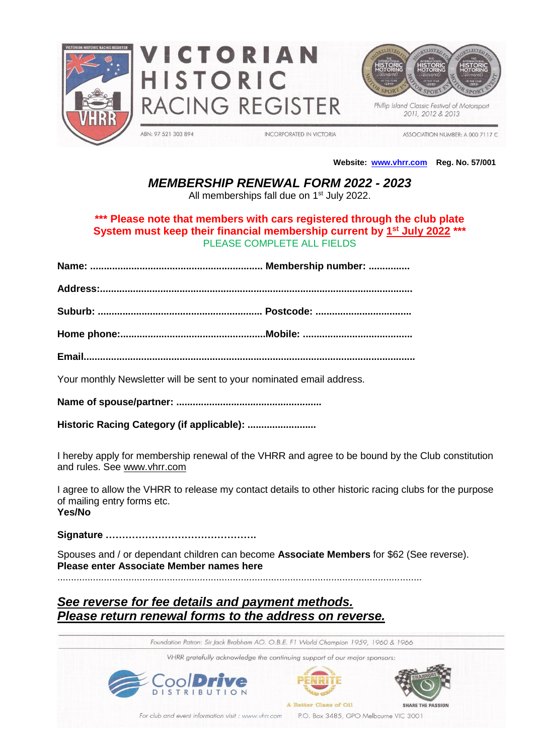VICTORIAN HISTORIC RACING REGISTER

Phillip Island Classic Festival of Motorsport 2011, 2012 & 2013

ABN: 97 521 303 894 INCORPORATED IN VICTORIA ASSOCIATION NUMBER: A 000 7117 C

**Website: www.vhrr.com Reg. No. 57/001**

# *MEMBERSHIP RENEWAL FORM 2022 - 2023*

All memberships fall due on 1st July 2022.

**\*\*\* Please note that members with cars registered through the club plate System must keep their financial membership current by <u>1st July 2022</u> \*\*\***

PLEASE COMPLETE ALL FIELDS

**Name:** ............................................................. **Membership number:** ..............

**Address:**...............................................................................................................

**Suburb:** .......................................................... **Postcode:** ..................................

**Home phone:**....................................................**Mobile:** .......................................

**Email**......................................................................................................................

Your monthly Newsletter will be sent to your nominated email address.

**Name of spouse/partner:** ...................................................

**Historic Racing Category (if applicable):** ........................

I hereby apply for membership renewal of the VHRR and agree to be bound by the Club constitution and rules. See www.vhrr.com

I agree to allow the VHRR to release my contact details to other historic racing clubs for the purpose of mailing entry forms etc.
**Yes/No**

**Signature** ……………………………………….

Spouses / or dependant children can become **Associate Members** for $62 (See reverse).
**Please enter Associate Member names here**
..................................................................................................................................

## ***<u>See reverse for fee details and payment methods.</u>***
## ***<u>Please return renewal forms to the address on reverse.</u>***

Foundation Patron: Sir Jack Brabham AO. O.B.E. F1 World Champion 1959, 1960 & 1966

VHRR gratefully acknowledge the continuing support of our major sponsors:

CoolDrive Distribution — Penrite: A Better Class of Oil — Shannons: Share the Passion

For club and event information visit : www.vhrr.com P.O. Box 3485, GPO Melbourne VIC 3001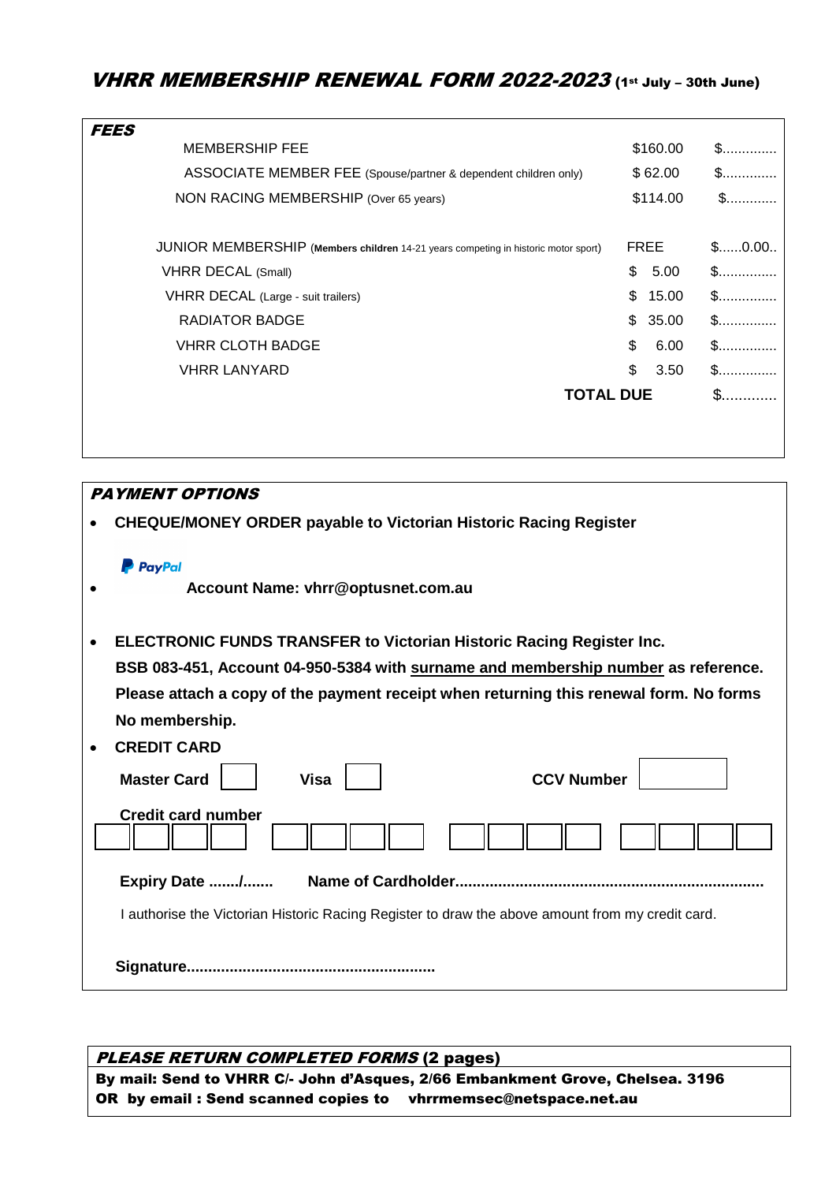# *VHRR MEMBERSHIP RENEWAL FORM 2022-2023* (1st July – 30th June)

### *FEES*

| | | |
|---|---|---|
| MEMBERSHIP FEE | $160.00 | $............. |
| ASSOCIATE MEMBER FEE (Spouse/partner & dependent children only) | $ 62.00 | $............. |
| NON RACING MEMBERSHIP (Over 65 years) | $114.00 | $............ |
| JUNIOR MEMBERSHIP (**Members children** 14-21 years competing in historic motor sport) | FREE | $......0.00.. |
| VHRR DECAL (Small) | $ 5.00 | $.............. |
| VHRR DECAL (Large - suit trailers) | $ 15.00 | $.............. |
| RADIATOR BADGE | $ 35.00 | $.............. |
| VHRR CLOTH BADGE | $ 6.00 | $.............. |
| VHRR LANYARD | $ 3.50 | $.............. |
| | **TOTAL DUE** | $............ |

### *PAYMENT OPTIONS*

- **CHEQUE/MONEY ORDER payable to Victorian Historic Racing Register**
- PayPal **Account Name: vhrr@optusnet.com.au**
- **ELECTRONIC FUNDS TRANSFER to Victorian Historic Racing Register Inc.**
  **BSB 083-451, Account 04-950-5384 with surname and membership number as reference.**
  **Please attach a copy of the payment receipt when returning this renewal form. No forms No membership.**
- **CREDIT CARD**

**Master Card** ☐ **Visa** ☐ **CCV Number** ☐

**Credit card number**

☐☐☐☐ ☐☐☐☐ ☐☐☐☐ ☐☐☐☐

**Expiry Date ......./.......** **Name of Cardholder......................................................................**

I authorise the Victorian Historic Racing Register to draw the above amount from my credit card.

**Signature.........................................................**

### *PLEASE RETURN COMPLETED FORMS* (2 pages)

**By mail: Send to VHRR C/- John d'Asques, 2/66 Embankment Grove, Chelsea. 3196**
**OR by email : Send scanned copies to vhrrmemsec@netspace.net.au**